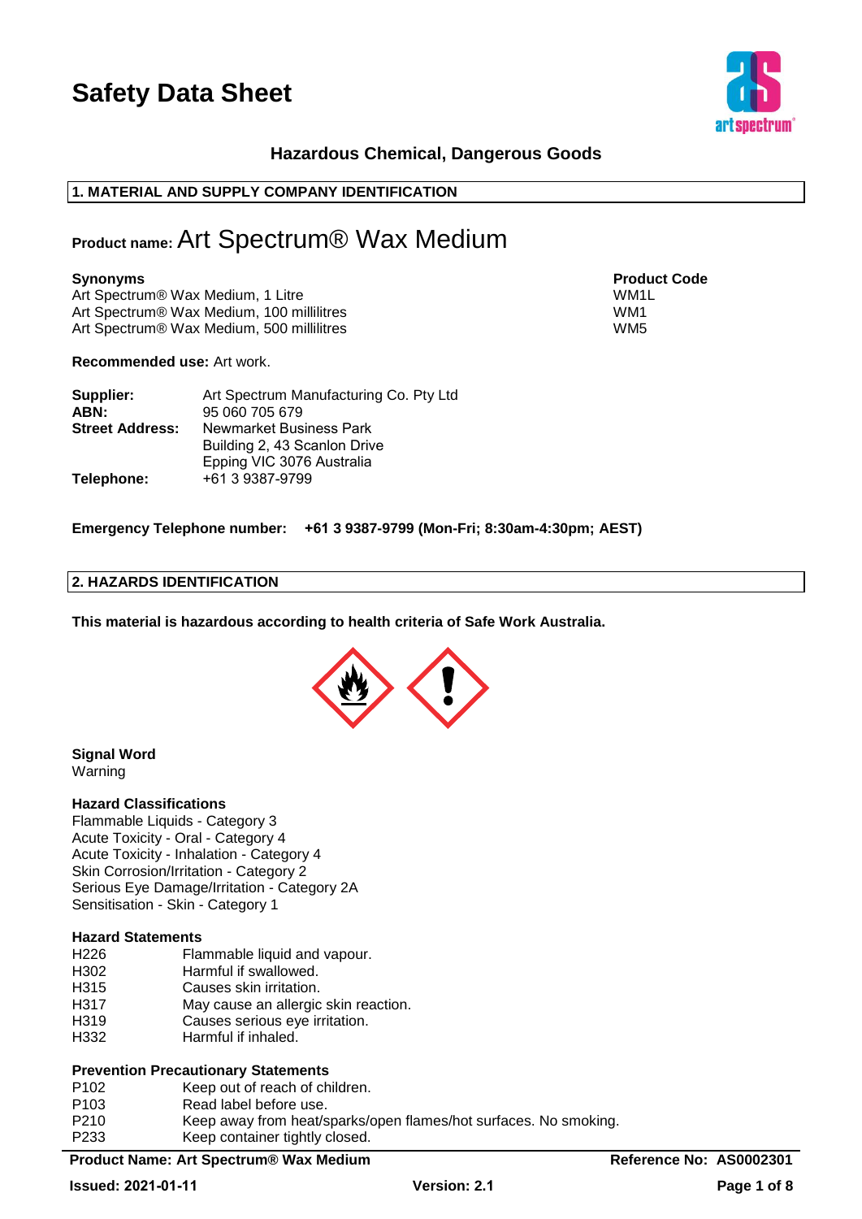# Safety Data Sheet

### Hazardous Chemical, Dangerous Goods

## 1. MATERIAL AND SUPPLY COMPANY IDENTIFICATION

**Product name:** Art Spectrum® Wax Medium

| Synonyms | Product Code |
|---|---|
| Art Spectrum® Wax Medium, 1 Litre | WM1L |
| Art Spectrum® Wax Medium, 100 millilitres | WM1 |
| Art Spectrum® Wax Medium, 500 millilitres | WM5 |

**Recommended use:** Art work.

**Supplier:** Art Spectrum Manufacturing Co. Pty Ltd
**ABN:** 95 060 705 679
**Street Address:** Newmarket Business Park
Building 2, 43 Scanlon Drive
Epping VIC 3076 Australia
**Telephone:** +61 3 9387-9799

**Emergency Telephone number: +61 3 9387-9799 (Mon-Fri; 8:30am-4:30pm; AEST)**

## 2. HAZARDS IDENTIFICATION

**This material is hazardous according to health criteria of Safe Work Australia.**

**Signal Word**
Warning

**Hazard Classifications**
Flammable Liquids - Category 3
Acute Toxicity - Oral - Category 4
Acute Toxicity - Inhalation - Category 4
Skin Corrosion/Irritation - Category 2
Serious Eye Damage/Irritation - Category 2A
Sensitisation - Skin - Category 1

**Hazard Statements**

| | |
|---|---|
| H226 | Flammable liquid and vapour. |
| H302 | Harmful if swallowed. |
| H315 | Causes skin irritation. |
| H317 | May cause an allergic skin reaction. |
| H319 | Causes serious eye irritation. |
| H332 | Harmful if inhaled. |

**Prevention Precautionary Statements**

| | |
|---|---|
| P102 | Keep out of reach of children. |
| P103 | Read label before use. |
| P210 | Keep away from heat/sparks/open flames/hot surfaces. No smoking. |
| P233 | Keep container tightly closed. |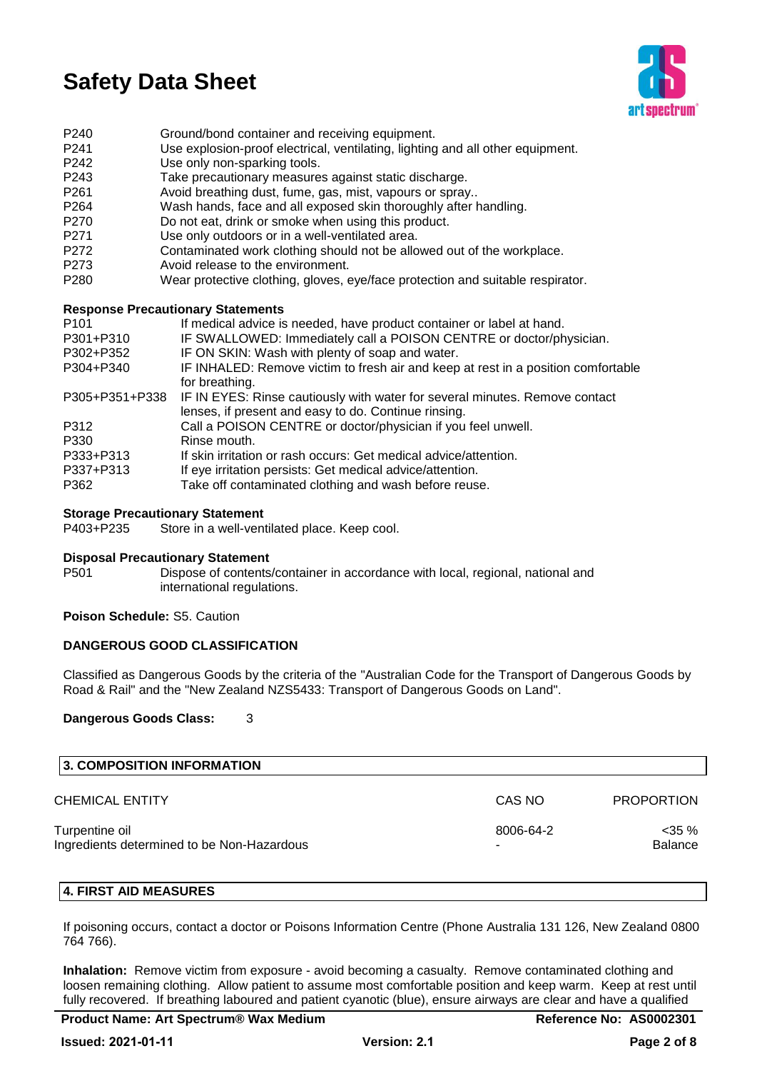| | |
|---|---|
| P240 | Ground/bond container and receiving equipment. |
| P241 | Use explosion-proof electrical, ventilating, lighting and all other equipment. |
| P242 | Use only non-sparking tools. |
| P243 | Take precautionary measures against static discharge. |
| P261 | Avoid breathing dust, fume, gas, mist, vapours or spray.. |
| P264 | Wash hands, face and all exposed skin thoroughly after handling. |
| P270 | Do not eat, drink or smoke when using this product. |
| P271 | Use only outdoors or in a well-ventilated area. |
| P272 | Contaminated work clothing should not be allowed out of the workplace. |
| P273 | Avoid release to the environment. |
| P280 | Wear protective clothing, gloves, eye/face protection and suitable respirator. |

**Response Precautionary Statements**

| | |
|---|---|
| P101 | If medical advice is needed, have product container or label at hand. |
| P301+P310 | IF SWALLOWED: Immediately call a POISON CENTRE or doctor/physician. |
| P302+P352 | IF ON SKIN: Wash with plenty of soap and water. |
| P304+P340 | IF INHALED: Remove victim to fresh air and keep at rest in a position comfortable for breathing. |
| P305+P351+P338 | IF IN EYES: Rinse cautiously with water for several minutes. Remove contact lenses, if present and easy to do. Continue rinsing. |
| P312 | Call a POISON CENTRE or doctor/physician if you feel unwell. |
| P330 | Rinse mouth. |
| P333+P313 | If skin irritation or rash occurs: Get medical advice/attention. |
| P337+P313 | If eye irritation persists: Get medical advice/attention. |
| P362 | Take off contaminated clothing and wash before reuse. |

**Storage Precautionary Statement**

P403+P235 Store in a well-ventilated place. Keep cool.

**Disposal Precautionary Statement**

P501 Dispose of contents/container in accordance with local, regional, national and international regulations.

**Poison Schedule:** S5. Caution

**DANGEROUS GOOD CLASSIFICATION**

Classified as Dangerous Goods by the criteria of the "Australian Code for the Transport of Dangerous Goods by Road & Rail" and the "New Zealand NZS5433: Transport of Dangerous Goods on Land".

**Dangerous Goods Class:** 3

## 3. COMPOSITION INFORMATION

| CHEMICAL ENTITY | CAS NO | PROPORTION |
|---|---|---|
| Turpentine oil | 8006-64-2 | <35 % |
| Ingredients determined to be Non-Hazardous | - | Balance |

## 4. FIRST AID MEASURES

If poisoning occurs, contact a doctor or Poisons Information Centre (Phone Australia 131 126, New Zealand 0800 764 766).

**Inhalation:** Remove victim from exposure - avoid becoming a casualty. Remove contaminated clothing and loosen remaining clothing. Allow patient to assume most comfortable position and keep warm. Keep at rest until fully recovered. If breathing laboured and patient cyanotic (blue), ensure airways are clear and have a qualified

**Product Name: Art Spectrum® Wax Medium** | **Reference No: AS0002301**
**Issued: 2021-01-11** | **Version: 2.1**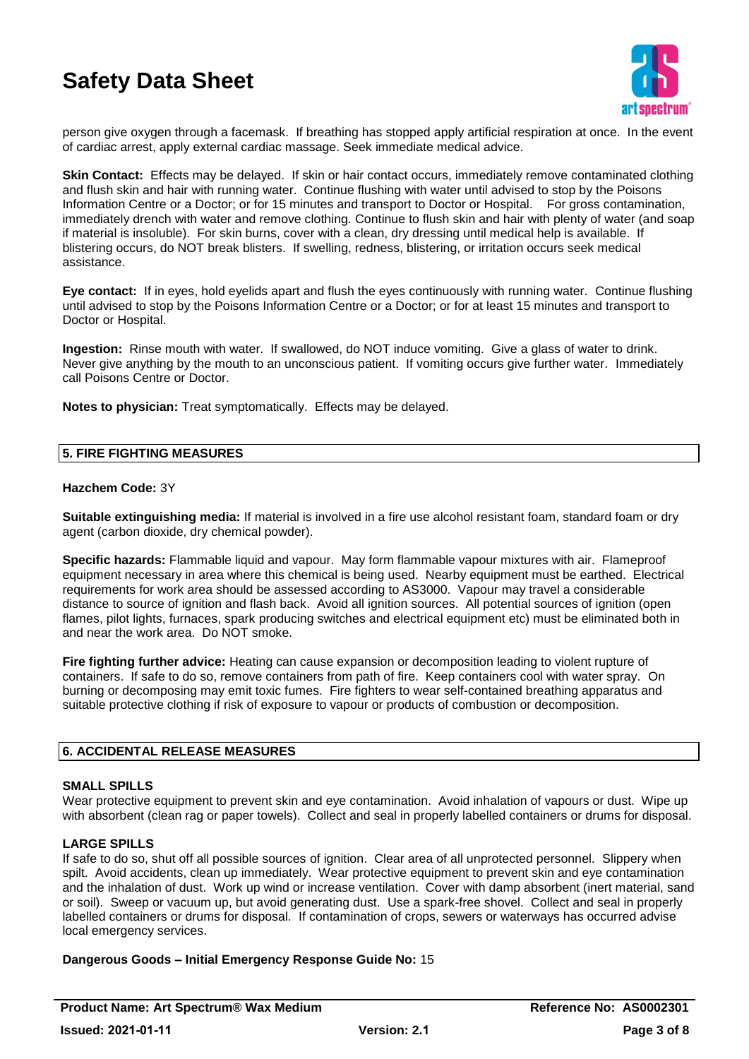person give oxygen through a facemask. If breathing has stopped apply artificial respiration at once. In the event of cardiac arrest, apply external cardiac massage. Seek immediate medical advice.

**Skin Contact:** Effects may be delayed. If skin or hair contact occurs, immediately remove contaminated clothing and flush skin and hair with running water. Continue flushing with water until advised to stop by the Poisons Information Centre or a Doctor; or for 15 minutes and transport to Doctor or Hospital. For gross contamination, immediately drench with water and remove clothing. Continue to flush skin and hair with plenty of water (and soap if material is insoluble). For skin burns, cover with a clean, dry dressing until medical help is available. If blistering occurs, do NOT break blisters. If swelling, redness, blistering, or irritation occurs seek medical assistance.

**Eye contact:** If in eyes, hold eyelids apart and flush the eyes continuously with running water. Continue flushing until advised to stop by the Poisons Information Centre or a Doctor; or for at least 15 minutes and transport to Doctor or Hospital.

**Ingestion:** Rinse mouth with water. If swallowed, do NOT induce vomiting. Give a glass of water to drink. Never give anything by the mouth to an unconscious patient. If vomiting occurs give further water. Immediately call Poisons Centre or Doctor.

**Notes to physician:** Treat symptomatically. Effects may be delayed.

## 5. FIRE FIGHTING MEASURES

**Hazchem Code:** 3Y

**Suitable extinguishing media:** If material is involved in a fire use alcohol resistant foam, standard foam or dry agent (carbon dioxide, dry chemical powder).

**Specific hazards:** Flammable liquid and vapour. May form flammable vapour mixtures with air. Flameproof equipment necessary in area where this chemical is being used. Nearby equipment must be earthed. Electrical requirements for work area should be assessed according to AS3000. Vapour may travel a considerable distance to source of ignition and flash back. Avoid all ignition sources. All potential sources of ignition (open flames, pilot lights, furnaces, spark producing switches and electrical equipment etc) must be eliminated both in and near the work area. Do NOT smoke.

**Fire fighting further advice:** Heating can cause expansion or decomposition leading to violent rupture of containers. If safe to do so, remove containers from path of fire. Keep containers cool with water spray. On burning or decomposing may emit toxic fumes. Fire fighters to wear self-contained breathing apparatus and suitable protective clothing if risk of exposure to vapour or products of combustion or decomposition.

## 6. ACCIDENTAL RELEASE MEASURES

**SMALL SPILLS**

Wear protective equipment to prevent skin and eye contamination. Avoid inhalation of vapours or dust. Wipe up with absorbent (clean rag or paper towels). Collect and seal in properly labelled containers or drums for disposal.

**LARGE SPILLS**

If safe to do so, shut off all possible sources of ignition. Clear area of all unprotected personnel. Slippery when spilt. Avoid accidents, clean up immediately. Wear protective equipment to prevent skin and eye contamination and the inhalation of dust. Work up wind or increase ventilation. Cover with damp absorbent (inert material, sand or soil). Sweep or vacuum up, but avoid generating dust. Use a spark-free shovel. Collect and seal in properly labelled containers or drums for disposal. If contamination of crops, sewers or waterways has occurred advise local emergency services.

**Dangerous Goods – Initial Emergency Response Guide No:** 15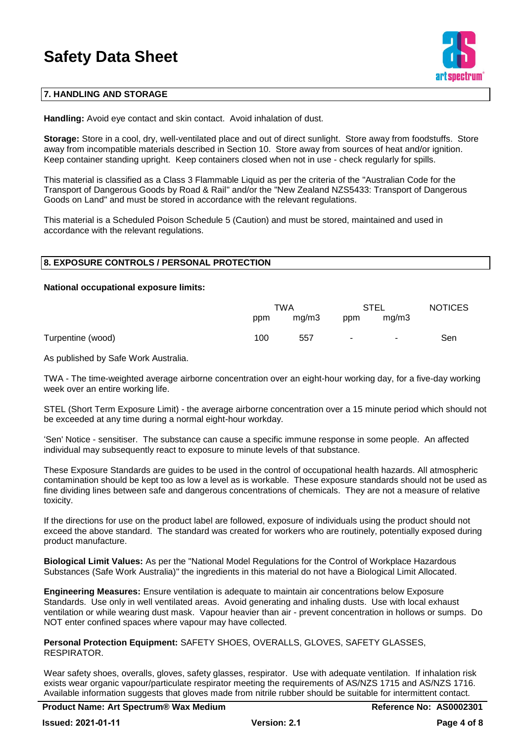# Safety Data Sheet

## 7. HANDLING AND STORAGE

**Handling:** Avoid eye contact and skin contact. Avoid inhalation of dust.

**Storage:** Store in a cool, dry, well-ventilated place and out of direct sunlight. Store away from foodstuffs. Store away from incompatible materials described in Section 10. Store away from sources of heat and/or ignition. Keep container standing upright. Keep containers closed when not in use - check regularly for spills.

This material is classified as a Class 3 Flammable Liquid as per the criteria of the "Australian Code for the Transport of Dangerous Goods by Road & Rail" and/or the "New Zealand NZS5433: Transport of Dangerous Goods on Land" and must be stored in accordance with the relevant regulations.

This material is a Scheduled Poison Schedule 5 (Caution) and must be stored, maintained and used in accordance with the relevant regulations.

## 8. EXPOSURE CONTROLS / PERSONAL PROTECTION

**National occupational exposure limits:**

| | TWA | | STEL | | NOTICES |
|---|---|---|---|---|---|
| | ppm | mg/m3 | ppm | mg/m3 | |
| Turpentine (wood) | 100 | 557 | - | - | Sen |

As published by Safe Work Australia.

TWA - The time-weighted average airborne concentration over an eight-hour working day, for a five-day working week over an entire working life.

STEL (Short Term Exposure Limit) - the average airborne concentration over a 15 minute period which should not be exceeded at any time during a normal eight-hour workday.

'Sen' Notice - sensitiser. The substance can cause a specific immune response in some people. An affected individual may subsequently react to exposure to minute levels of that substance.

These Exposure Standards are guides to be used in the control of occupational health hazards. All atmospheric contamination should be kept too as low a level as is workable. These exposure standards should not be used as fine dividing lines between safe and dangerous concentrations of chemicals. They are not a measure of relative toxicity.

If the directions for use on the product label are followed, exposure of individuals using the product should not exceed the above standard. The standard was created for workers who are routinely, potentially exposed during product manufacture.

**Biological Limit Values:** As per the "National Model Regulations for the Control of Workplace Hazardous Substances (Safe Work Australia)" the ingredients in this material do not have a Biological Limit Allocated.

**Engineering Measures:** Ensure ventilation is adequate to maintain air concentrations below Exposure Standards. Use only in well ventilated areas. Avoid generating and inhaling dusts. Use with local exhaust ventilation or while wearing dust mask. Vapour heavier than air - prevent concentration in hollows or sumps. Do NOT enter confined spaces where vapour may have collected.

**Personal Protection Equipment:** SAFETY SHOES, OVERALLS, GLOVES, SAFETY GLASSES, RESPIRATOR.

Wear safety shoes, overalls, gloves, safety glasses, respirator. Use with adequate ventilation. If inhalation risk exists wear organic vapour/particulate respirator meeting the requirements of AS/NZS 1715 and AS/NZS 1716. Available information suggests that gloves made from nitrile rubber should be suitable for intermittent contact.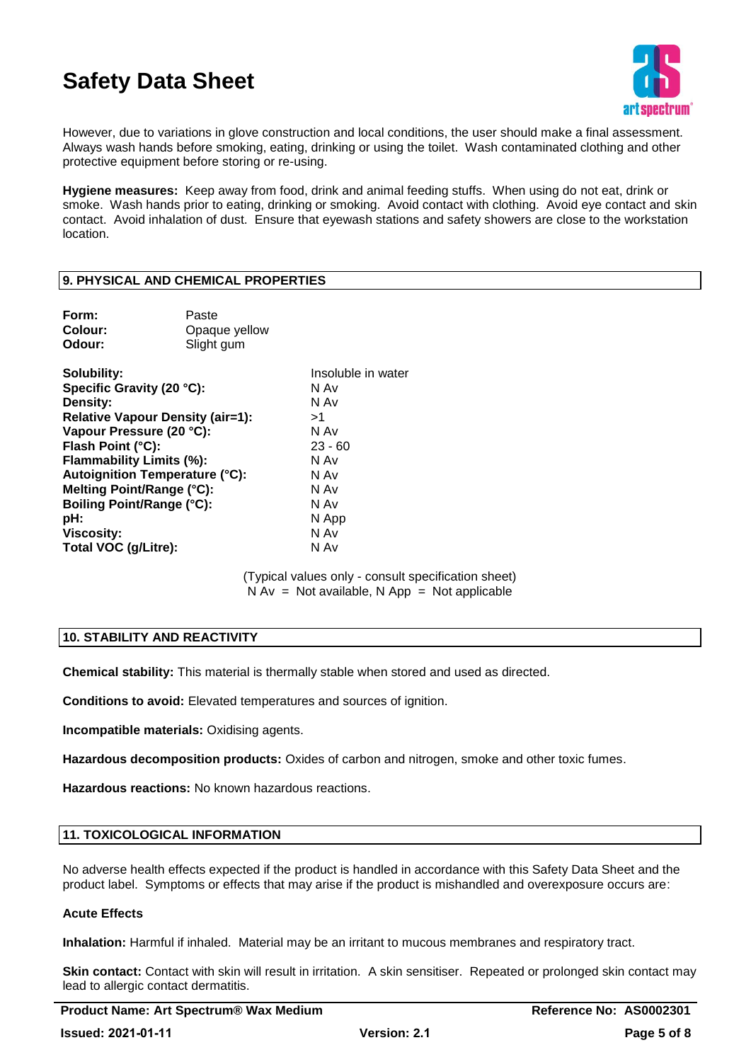However, due to variations in glove construction and local conditions, the user should make a final assessment. Always wash hands before smoking, eating, drinking or using the toilet. Wash contaminated clothing and other protective equipment before storing or re-using.

**Hygiene measures:** Keep away from food, drink and animal feeding stuffs. When using do not eat, drink or smoke. Wash hands prior to eating, drinking or smoking. Avoid contact with clothing. Avoid eye contact and skin contact. Avoid inhalation of dust. Ensure that eyewash stations and safety showers are close to the workstation location.

## 9. PHYSICAL AND CHEMICAL PROPERTIES

| | |
|---|---|
| **Form:** | Paste |
| **Colour:** | Opaque yellow |
| **Odour:** | Slight gum |

| | |
|---|---|
| **Solubility:** | Insoluble in water |
| **Specific Gravity (20 °C):** | N Av |
| **Density:** | N Av |
| **Relative Vapour Density (air=1):** | >1 |
| **Vapour Pressure (20 °C):** | N Av |
| **Flash Point (°C):** | 23 - 60 |
| **Flammability Limits (%):** | N Av |
| **Autoignition Temperature (°C):** | N Av |
| **Melting Point/Range (°C):** | N Av |
| **Boiling Point/Range (°C):** | N Av |
| **pH:** | N App |
| **Viscosity:** | N Av |
| **Total VOC (g/Litre):** | N Av |

(Typical values only - consult specification sheet)
N Av = Not available, N App = Not applicable

## 10. STABILITY AND REACTIVITY

**Chemical stability:** This material is thermally stable when stored and used as directed.

**Conditions to avoid:** Elevated temperatures and sources of ignition.

**Incompatible materials:** Oxidising agents.

**Hazardous decomposition products:** Oxides of carbon and nitrogen, smoke and other toxic fumes.

**Hazardous reactions:** No known hazardous reactions.

## 11. TOXICOLOGICAL INFORMATION

No adverse health effects expected if the product is handled in accordance with this Safety Data Sheet and the product label. Symptoms or effects that may arise if the product is mishandled and overexposure occurs are:

**Acute Effects**

**Inhalation:** Harmful if inhaled. Material may be an irritant to mucous membranes and respiratory tract.

**Skin contact:** Contact with skin will result in irritation. A skin sensitiser. Repeated or prolonged skin contact may lead to allergic contact dermatitis.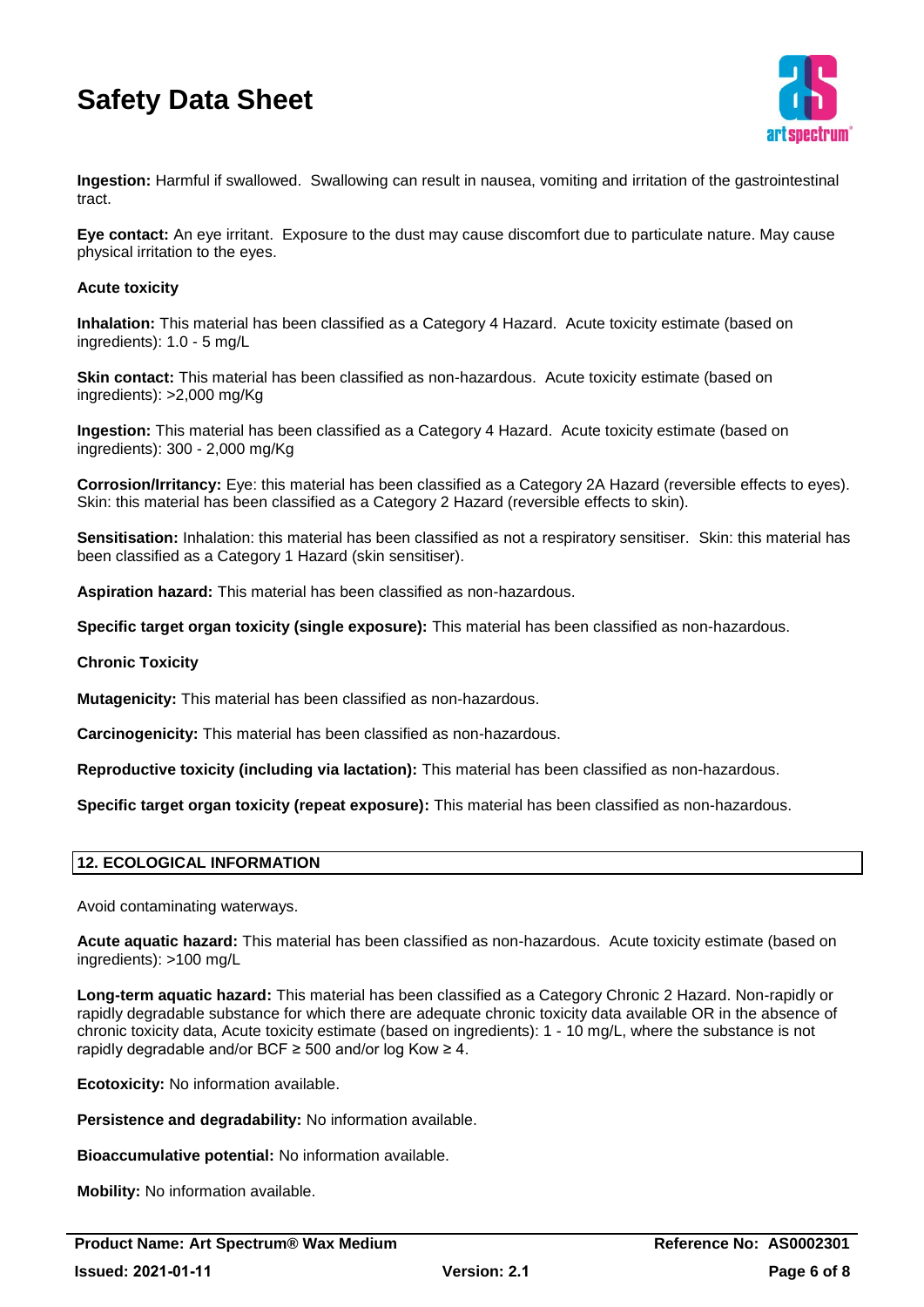**Ingestion:** Harmful if swallowed. Swallowing can result in nausea, vomiting and irritation of the gastrointestinal tract.

**Eye contact:** An eye irritant. Exposure to the dust may cause discomfort due to particulate nature. May cause physical irritation to the eyes.

**Acute toxicity**

**Inhalation:** This material has been classified as a Category 4 Hazard. Acute toxicity estimate (based on ingredients): 1.0 - 5 mg/L

**Skin contact:** This material has been classified as non-hazardous. Acute toxicity estimate (based on ingredients): >2,000 mg/Kg

**Ingestion:** This material has been classified as a Category 4 Hazard. Acute toxicity estimate (based on ingredients): 300 - 2,000 mg/Kg

**Corrosion/Irritancy:** Eye: this material has been classified as a Category 2A Hazard (reversible effects to eyes). Skin: this material has been classified as a Category 2 Hazard (reversible effects to skin).

**Sensitisation:** Inhalation: this material has been classified as not a respiratory sensitiser. Skin: this material has been classified as a Category 1 Hazard (skin sensitiser).

**Aspiration hazard:** This material has been classified as non-hazardous.

**Specific target organ toxicity (single exposure):** This material has been classified as non-hazardous.

**Chronic Toxicity**

**Mutagenicity:** This material has been classified as non-hazardous.

**Carcinogenicity:** This material has been classified as non-hazardous.

**Reproductive toxicity (including via lactation):** This material has been classified as non-hazardous.

**Specific target organ toxicity (repeat exposure):** This material has been classified as non-hazardous.

## 12. ECOLOGICAL INFORMATION

Avoid contaminating waterways.

**Acute aquatic hazard:** This material has been classified as non-hazardous. Acute toxicity estimate (based on ingredients): >100 mg/L

**Long-term aquatic hazard:** This material has been classified as a Category Chronic 2 Hazard. Non-rapidly or rapidly degradable substance for which there are adequate chronic toxicity data available OR in the absence of chronic toxicity data, Acute toxicity estimate (based on ingredients): 1 - 10 mg/L, where the substance is not rapidly degradable and/or BCF ≥ 500 and/or log Kow ≥ 4.

**Ecotoxicity:** No information available.

**Persistence and degradability:** No information available.

**Bioaccumulative potential:** No information available.

**Mobility:** No information available.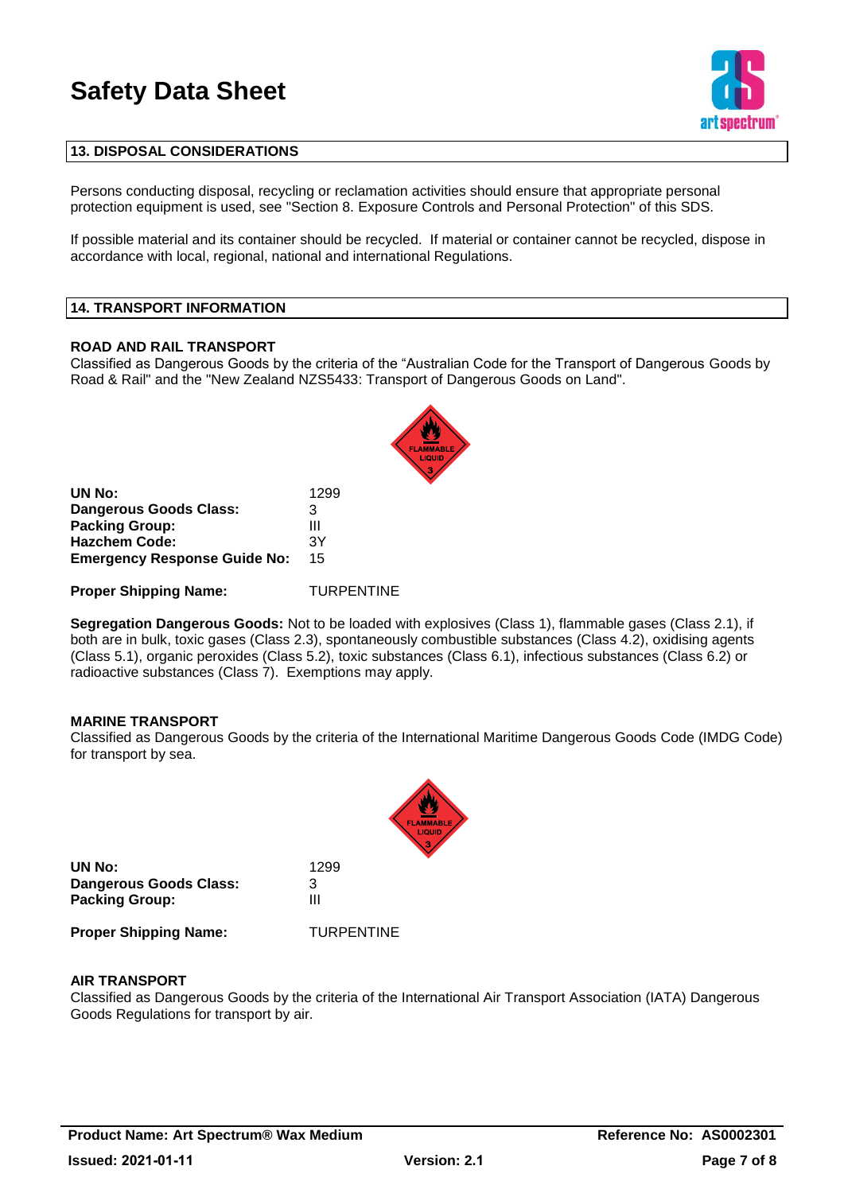## 13. DISPOSAL CONSIDERATIONS

Persons conducting disposal, recycling or reclamation activities should ensure that appropriate personal protection equipment is used, see "Section 8. Exposure Controls and Personal Protection" of this SDS.

If possible material and its container should be recycled. If material or container cannot be recycled, dispose in accordance with local, regional, national and international Regulations.

## 14. TRANSPORT INFORMATION

### ROAD AND RAIL TRANSPORT

Classified as Dangerous Goods by the criteria of the "Australian Code for the Transport of Dangerous Goods by Road & Rail" and the "New Zealand NZS5433: Transport of Dangerous Goods on Land".

| | |
|---|---|
| **UN No:** | 1299 |
| **Dangerous Goods Class:** | 3 |
| **Packing Group:** | III |
| **Hazchem Code:** | 3Y |
| **Emergency Response Guide No:** | 15 |

**Proper Shipping Name:** TURPENTINE

**Segregation Dangerous Goods:** Not to be loaded with explosives (Class 1), flammable gases (Class 2.1), if both are in bulk, toxic gases (Class 2.3), spontaneously combustible substances (Class 4.2), oxidising agents (Class 5.1), organic peroxides (Class 5.2), toxic substances (Class 6.1), infectious substances (Class 6.2) or radioactive substances (Class 7). Exemptions may apply.

### MARINE TRANSPORT

Classified as Dangerous Goods by the criteria of the International Maritime Dangerous Goods Code (IMDG Code) for transport by sea.

| | |
|---|---|
| **UN No:** | 1299 |
| **Dangerous Goods Class:** | 3 |
| **Packing Group:** | III |

**Proper Shipping Name:** TURPENTINE

### AIR TRANSPORT

Classified as Dangerous Goods by the criteria of the International Air Transport Association (IATA) Dangerous Goods Regulations for transport by air.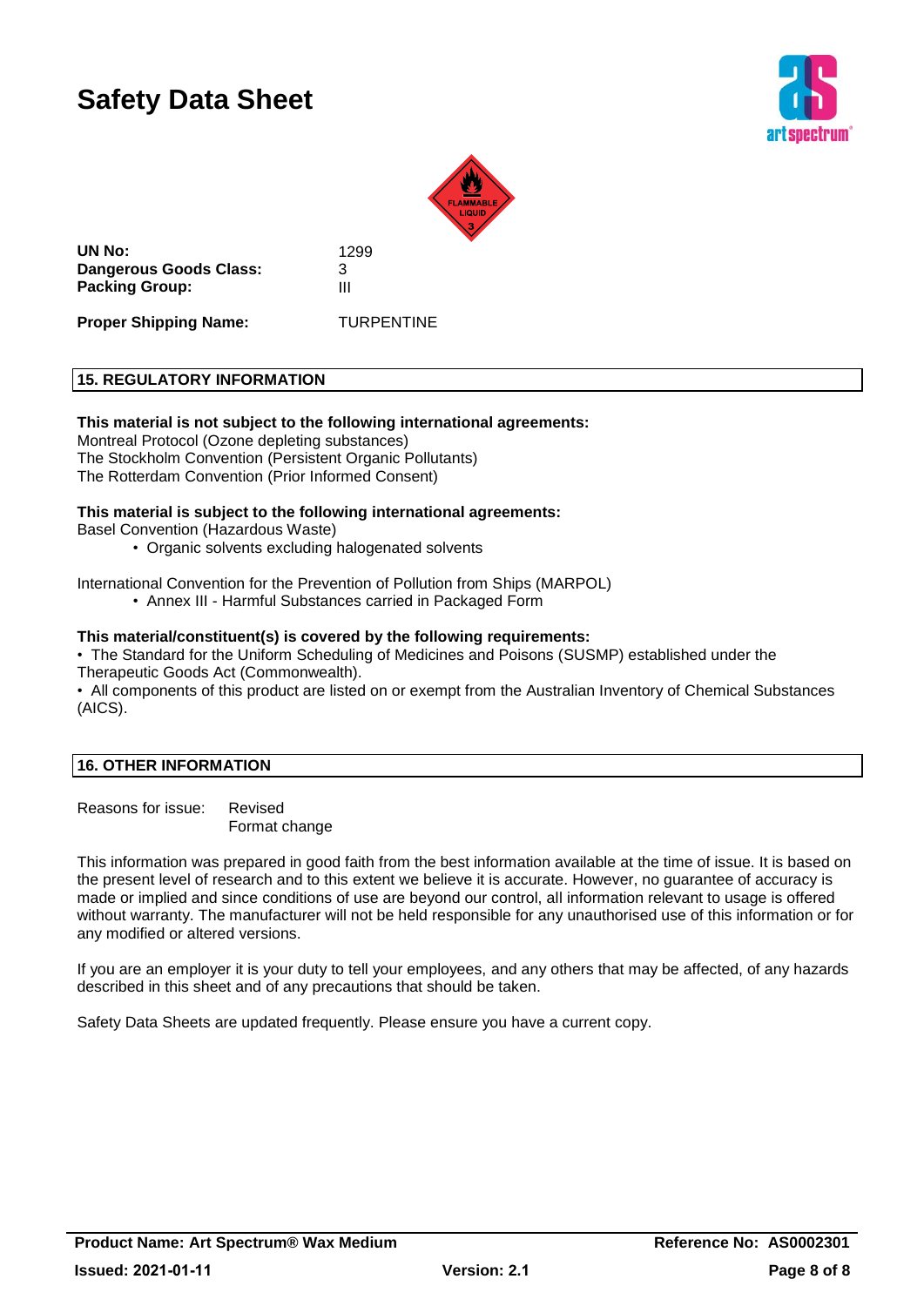| | |
|---|---|
| **UN No:** | 1299 |
| **Dangerous Goods Class:** | 3 |
| **Packing Group:** | III |
| **Proper Shipping Name:** | TURPENTINE |

## 15. REGULATORY INFORMATION

**This material is not subject to the following international agreements:**
Montreal Protocol (Ozone depleting substances)
The Stockholm Convention (Persistent Organic Pollutants)
The Rotterdam Convention (Prior Informed Consent)

**This material is subject to the following international agreements:**
Basel Convention (Hazardous Waste)

- Organic solvents excluding halogenated solvents

International Convention for the Prevention of Pollution from Ships (MARPOL)

- Annex III - Harmful Substances carried in Packaged Form

**This material/constituent(s) is covered by the following requirements:**

- The Standard for the Uniform Scheduling of Medicines and Poisons (SUSMP) established under the Therapeutic Goods Act (Commonwealth).
- All components of this product are listed on or exempt from the Australian Inventory of Chemical Substances (AICS).

## 16. OTHER INFORMATION

Reasons for issue: Revised
Format change

This information was prepared in good faith from the best information available at the time of issue. It is based on the present level of research and to this extent we believe it is accurate. However, no guarantee of accuracy is made or implied and since conditions of use are beyond our control, all information relevant to usage is offered without warranty. The manufacturer will not be held responsible for any unauthorised use of this information or for any modified or altered versions.

If you are an employer it is your duty to tell your employees, and any others that may be affected, of any hazards described in this sheet and of any precautions that should be taken.

Safety Data Sheets are updated frequently. Please ensure you have a current copy.